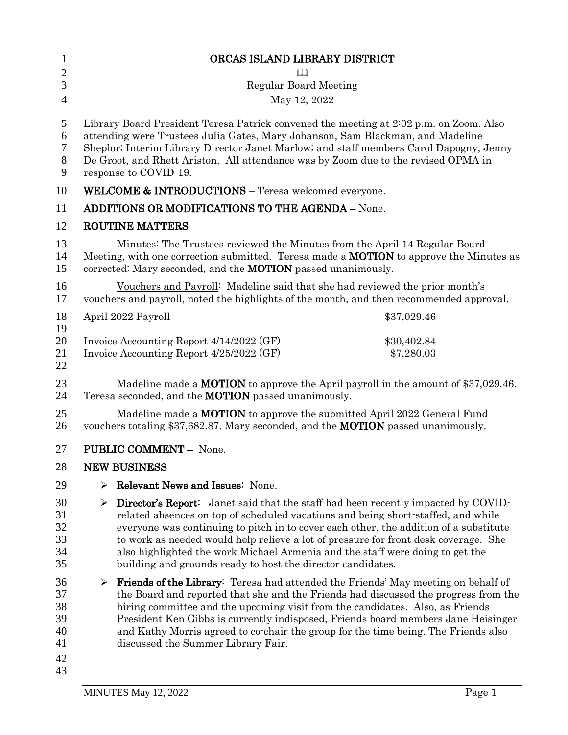# ORCAS ISLAND LIBRARY DISTRICT

📖

Regular Board Meeting

May 12, 2022

Library Board President Teresa Patrick convened the meeting at 2:02 p.m. on Zoom. Also attending were Trustees Julia Gates, Mary Johanson, Sam Blackman, and Madeline Sheplor; Interim Library Director Janet Marlow; and staff members Carol Dapogny, Jenny De Groot, and Rhett Ariston. All attendance was by Zoom due to the revised OPMA in response to COVID-19.

**WELCOME & INTRODUCTIONS –** Teresa welcomed everyone.

**ADDITIONS OR MODIFICATIONS TO THE AGENDA –** None.

**ROUTINE MATTERS**

Minutes: The Trustees reviewed the Minutes from the April 14 Regular Board Meeting, with one correction submitted. Teresa made a **MOTION** to approve the Minutes as corrected; Mary seconded, and the **MOTION** passed unanimously.

Vouchers and Payroll: Madeline said that she had reviewed the prior month's vouchers and payroll, noted the highlights of the month, and then recommended approval.

| | |
|---|---|
| April 2022 Payroll | $37,029.46 |
| | |
| Invoice Accounting Report 4/14/2022 (GF) | $30,402.84 |
| Invoice Accounting Report 4/25/2022 (GF) | $7,280.03 |

Madeline made a **MOTION** to approve the April payroll in the amount of $37,029.46. Teresa seconded, and the **MOTION** passed unanimously.

Madeline made a **MOTION** to approve the submitted April 2022 General Fund vouchers totaling $37,682.87. Mary seconded, and the **MOTION** passed unanimously.

**PUBLIC COMMENT –** None.

**NEW BUSINESS**

- **Relevant News and Issues:** None.
- **Director's Report:** Janet said that the staff had been recently impacted by COVID-related absences on top of scheduled vacations and being short-staffed, and while everyone was continuing to pitch in to cover each other, the addition of a substitute to work as needed would help relieve a lot of pressure for front desk coverage. She also highlighted the work Michael Armenia and the staff were doing to get the building and grounds ready to host the director candidates.
- **Friends of the Library**: Teresa had attended the Friends' May meeting on behalf of the Board and reported that she and the Friends had discussed the progress from the hiring committee and the upcoming visit from the candidates. Also, as Friends President Ken Gibbs is currently indisposed, Friends board members Jane Heisinger and Kathy Morris agreed to co-chair the group for the time being. The Friends also discussed the Summer Library Fair.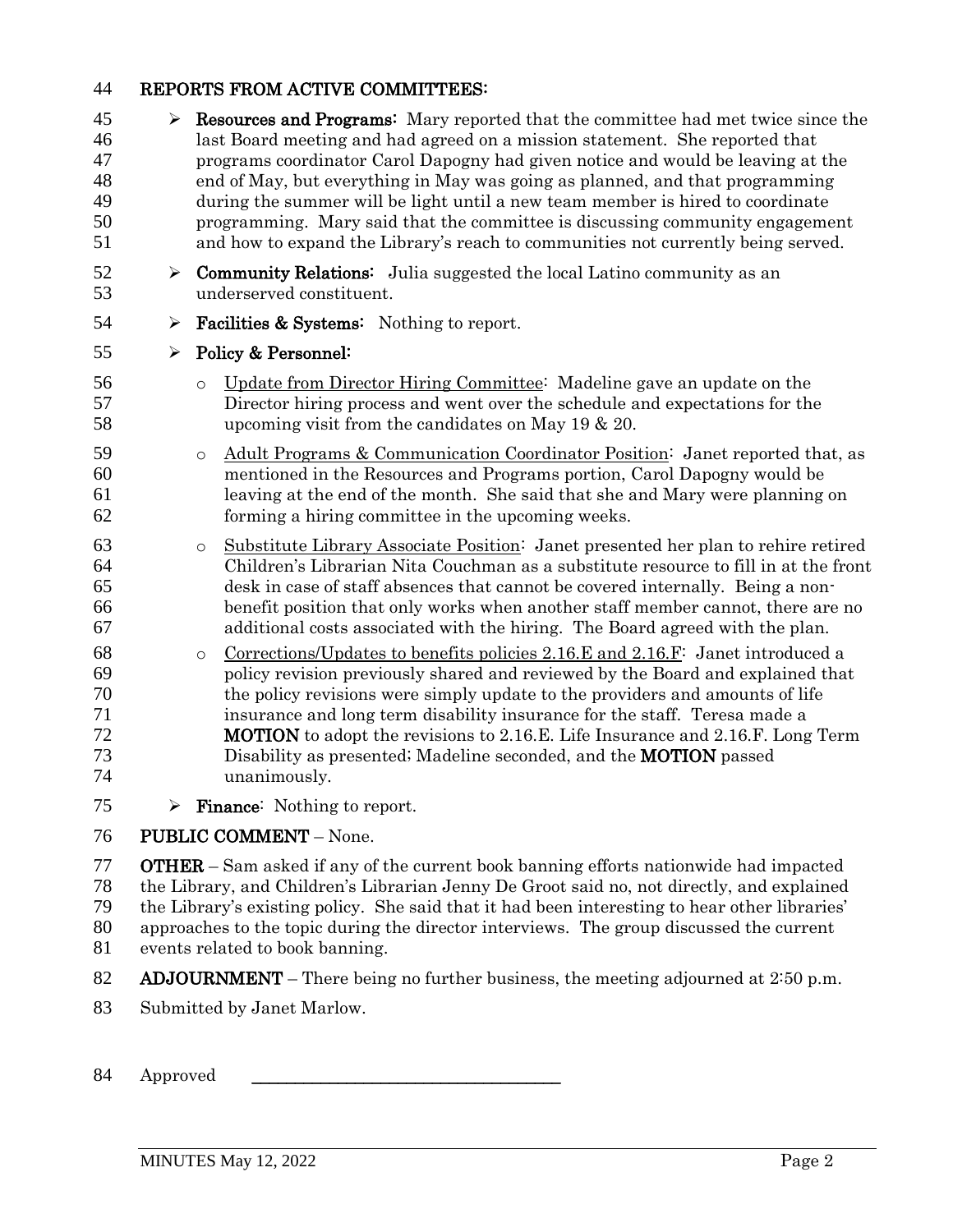**REPORTS FROM ACTIVE COMMITTEES:**

- **Resources and Programs:** Mary reported that the committee had met twice since the last Board meeting and had agreed on a mission statement. She reported that programs coordinator Carol Dapogny had given notice and would be leaving at the end of May, but everything in May was going as planned, and that programming during the summer will be light until a new team member is hired to coordinate programming. Mary said that the committee is discussing community engagement and how to expand the Library's reach to communities not currently being served.
- **Community Relations:** Julia suggested the local Latino community as an underserved constituent.
- **Facilities & Systems:** Nothing to report.
- **Policy & Personnel:**
  - Update from Director Hiring Committee: Madeline gave an update on the Director hiring process and went over the schedule and expectations for the upcoming visit from the candidates on May 19 & 20.
  - Adult Programs & Communication Coordinator Position: Janet reported that, as mentioned in the Resources and Programs portion, Carol Dapogny would be leaving at the end of the month. She said that she and Mary were planning on forming a hiring committee in the upcoming weeks.
  - Substitute Library Associate Position: Janet presented her plan to rehire retired Children's Librarian Nita Couchman as a substitute resource to fill in at the front desk in case of staff absences that cannot be covered internally. Being a non-benefit position that only works when another staff member cannot, there are no additional costs associated with the hiring. The Board agreed with the plan.
  - Corrections/Updates to benefits policies 2.16.E and 2.16.F: Janet introduced a policy revision previously shared and reviewed by the Board and explained that the policy revisions were simply update to the providers and amounts of life insurance and long term disability insurance for the staff. Teresa made a **MOTION** to adopt the revisions to 2.16.E. Life Insurance and 2.16.F. Long Term Disability as presented; Madeline seconded, and the **MOTION** passed unanimously.
- **Finance**: Nothing to report.

**PUBLIC COMMENT** – None.

**OTHER** – Sam asked if any of the current book banning efforts nationwide had impacted the Library, and Children's Librarian Jenny De Groot said no, not directly, and explained the Library's existing policy. She said that it had been interesting to hear other libraries' approaches to the topic during the director interviews. The group discussed the current events related to book banning.

**ADJOURNMENT** – There being no further business, the meeting adjourned at 2:50 p.m.

Submitted by Janet Marlow.

Approved \_\_\_\_\_\_\_\_\_\_\_\_\_\_\_\_\_\_\_\_\_\_\_\_\_\_\_\_\_\_\_\_\_\_\_\_\_\_

MINUTES May 12, 2022